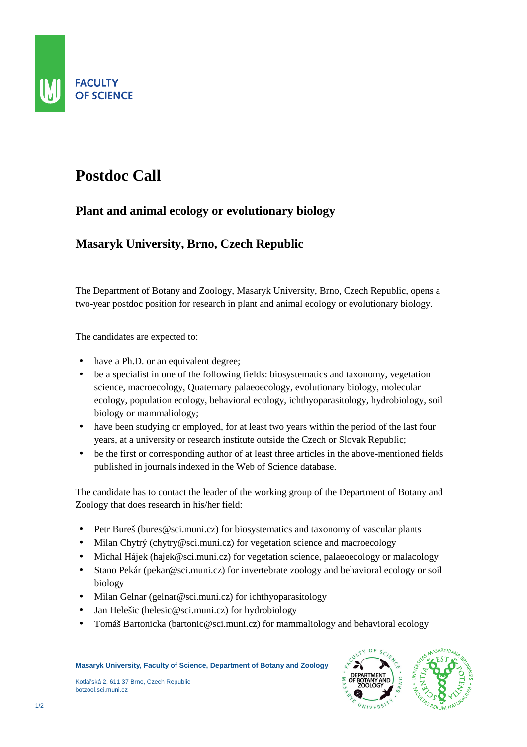FACULTY OF SCIENCE

# Postdoc Call

## Plant and animal ecology or evolutionary biology

## Masaryk University, Brno, Czech Republic

The Department of Botany and Zoology, Masaryk University, Brno, Czech Republic, opens a two-year postdoc position for research in plant and animal ecology or evolutionary biology.

The candidates are expected to:

- have a Ph.D. or an equivalent degree;
- be a specialist in one of the following fields: biosystematics and taxonomy, vegetation science, macroecology, Quaternary palaeoecology, evolutionary biology, molecular ecology, population ecology, behavioral ecology, ichthyoparasitology, hydrobiology, soil biology or mammaliology;
- have been studying or employed, for at least two years within the period of the last four years, at a university or research institute outside the Czech or Slovak Republic;
- be the first or corresponding author of at least three articles in the above-mentioned fields published in journals indexed in the Web of Science database.

The candidate has to contact the leader of the working group of the Department of Botany and Zoology that does research in his/her field:

- Petr Bureš (bures@sci.muni.cz) for biosystematics and taxonomy of vascular plants
- Milan Chytrý (chytry@sci.muni.cz) for vegetation science and macroecology
- Michal Hájek (hajek@sci.muni.cz) for vegetation science, palaeoecology or malacology
- Stano Pekár (pekar@sci.muni.cz) for invertebrate zoology and behavioral ecology or soil biology
- Milan Gelnar (gelnar@sci.muni.cz) for ichthyoparasitology
- Jan Helešic (helesic@sci.muni.cz) for hydrobiology
- Tomáš Bartonicka (bartonic@sci.muni.cz) for mammaliology and behavioral ecology

**Masaryk University, Faculty of Science, Department of Botany and Zoology**

Kotlářská 2, 611 37 Brno, Czech Republic
botzool.sci.muni.cz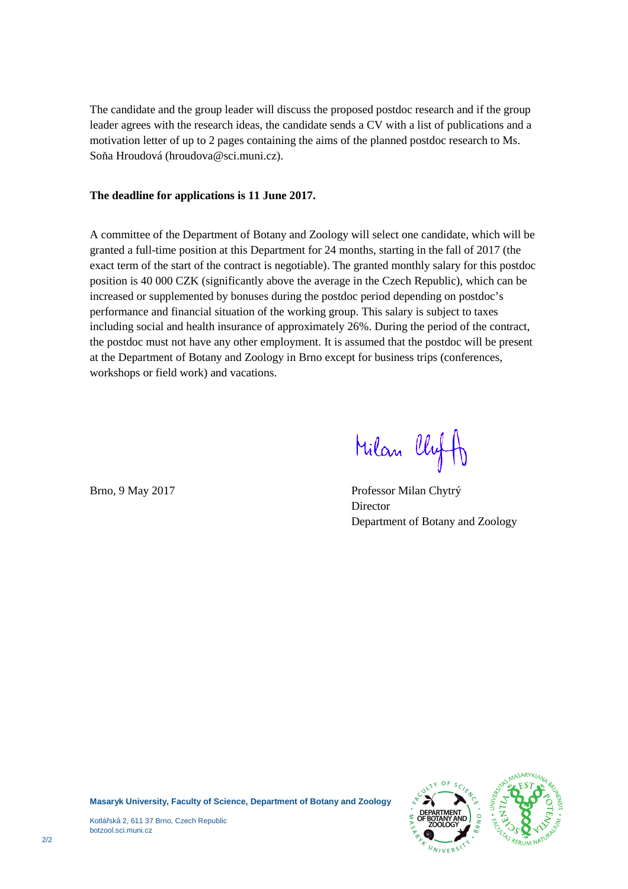The candidate and the group leader will discuss the proposed postdoc research and if the group leader agrees with the research ideas, the candidate sends a CV with a list of publications and a motivation letter of up to 2 pages containing the aims of the planned postdoc research to Ms. Soňa Hroudová (hroudova@sci.muni.cz).

**The deadline for applications is 11 June 2017.**

A committee of the Department of Botany and Zoology will select one candidate, which will be granted a full-time position at this Department for 24 months, starting in the fall of 2017 (the exact term of the start of the contract is negotiable). The granted monthly salary for this postdoc position is 40 000 CZK (significantly above the average in the Czech Republic), which can be increased or supplemented by bonuses during the postdoc period depending on postdoc's performance and financial situation of the working group. This salary is subject to taxes including social and health insurance of approximately 26%. During the period of the contract, the postdoc must not have any other employment. It is assumed that the postdoc will be present at the Department of Botany and Zoology in Brno except for business trips (conferences, workshops or field work) and vacations.

Brno, 9 May 2017

Professor Milan Chytrý
Director
Department of Botany and Zoology

**Masaryk University, Faculty of Science, Department of Botany and Zoology**

Kotlářská 2, 611 37 Brno, Czech Republic
botzool.sci.muni.cz